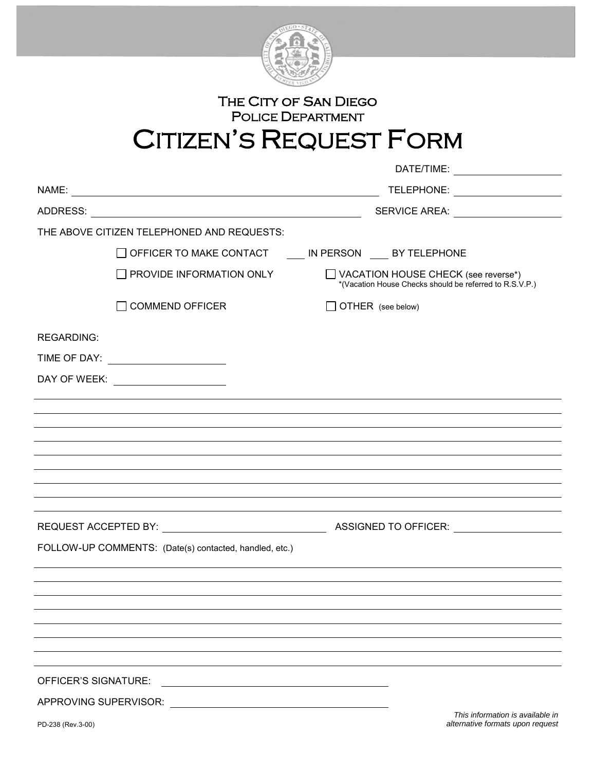# THE CITY OF SAN DIEGO
## POLICE DEPARTMENT
# CITIZEN'S REQUEST FORM

DATE/TIME: ____________________

NAME: ________________________________________________ TELEPHONE: ____________________

ADDRESS: ____________________________________________ SERVICE AREA: ____________________

THE ABOVE CITIZEN TELEPHONED AND REQUESTS:

☐ OFFICER TO MAKE CONTACT ____ IN PERSON ____ BY TELEPHONE

☐ PROVIDE INFORMATION ONLY

☐ VACATION HOUSE CHECK (see reverse*)
*(Vacation House Checks should be referred to R.S.V.P.)

☐ COMMEND OFFICER

☐ OTHER (see below)

REGARDING:

TIME OF DAY: ____________________

DAY OF WEEK: ____________________

______________________________________________________________________________

______________________________________________________________________________

______________________________________________________________________________

______________________________________________________________________________

______________________________________________________________________________

______________________________________________________________________________

______________________________________________________________________________

______________________________________________________________________________

______________________________________________________________________________

REQUEST ACCEPTED BY: ______________________________ ASSIGNED TO OFFICER: ____________________

FOLLOW-UP COMMENTS: (Date(s) contacted, handled, etc.)

______________________________________________________________________________

______________________________________________________________________________

______________________________________________________________________________

______________________________________________________________________________

______________________________________________________________________________

______________________________________________________________________________

______________________________________________________________________________

______________________________________________________________________________

OFFICER'S SIGNATURE: ________________________________________

APPROVING SUPERVISOR: ________________________________________

PD-238 (Rev.3-00)

*This information is available in alternative formats upon request*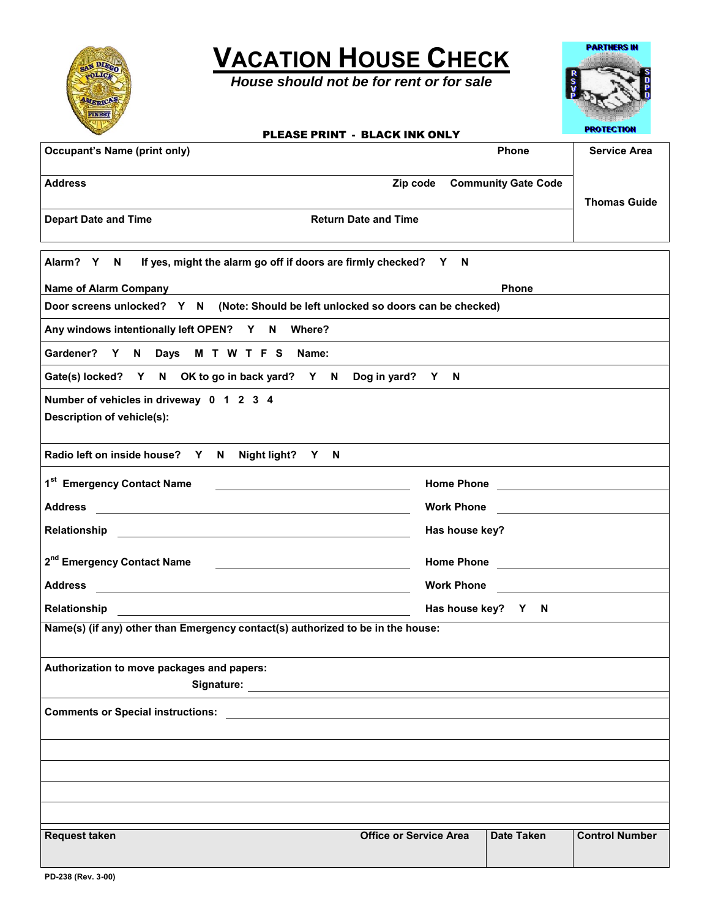# VACATION HOUSE CHECK

*House should not be for rent or for sale*

PARTNERS IN PROTECTION

RSVP SDPD

**PLEASE PRINT - BLACK INK ONLY**

| | | | |
|---|---|---|---|
| **Occupant's Name (print only)** | | **Phone** | **Service Area** |
| **Address** | **Zip code** | **Community Gate Code** | **Thomas Guide** |
| **Depart Date and Time** | **Return Date and Time** | | |

**Alarm? Y N** If yes, might the alarm go off if doors are firmly checked? **Y N**

**Name of Alarm Company** **Phone**

**Door screens unlocked? Y N** (Note: Should be left unlocked so doors can be checked)

**Any windows intentionally left OPEN? Y N Where?**

**Gardener? Y N Days M T W T F S Name:**

**Gate(s) locked? Y N OK to go in back yard? Y N Dog in yard? Y N**

**Number of vehicles in driveway 0 1 2 3 4**

**Description of vehicle(s):**

**Radio left on inside house? Y N Night light? Y N**

| | |
|---|---|
| **1st Emergency Contact Name** ________________ | **Home Phone** ________________ |
| **Address** ________________ | **Work Phone** ________________ |
| **Relationship** ________________ | **Has house key?** |
| **2nd Emergency Contact Name** ________________ | **Home Phone** ________________ |
| **Address** ________________ | **Work Phone** ________________ |
| **Relationship** ________________ | **Has house key? Y N** |

**Name(s) (if any) other than Emergency contact(s) authorized to be in the house:**

**Authorization to move packages and papers:**

**Signature:** ________________

**Comments or Special instructions:** ________________

| **Request taken** | **Office or Service Area** | **Date Taken** | **Control Number** |
|---|---|---|---|
| | | | |

PD-238 (Rev. 3-00)